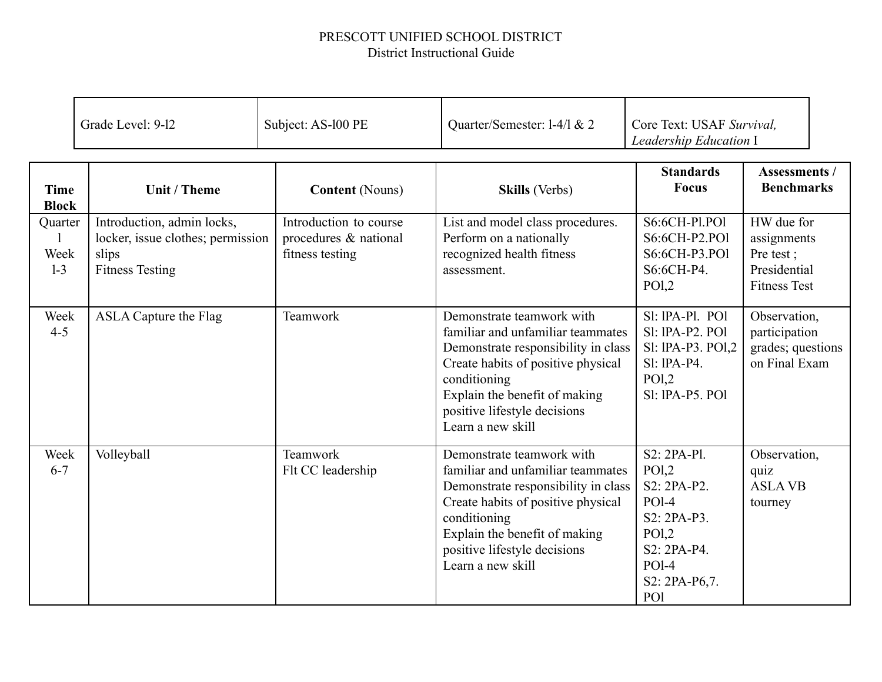PRESCOTT UNIFIED SCHOOL DISTRICT
District Instructional Guide

| Grade Level: 9-l2 | Subject: AS-l00 PE | Quarter/Semester: l-4/l & 2 | Core Text: USAF *Survival, Leadership Education* I |
|---|---|---|---|

| Time Block | Unit / Theme | **Content** (Nouns) | **Skills** (Verbs) | Standards Focus | Assessments / Benchmarks |
|---|---|---|---|---|---|
| Quarter l Week l-3 | Introduction, admin locks, locker, issue clothes; permission slips<br>Fitness Testing | Introduction to course procedures & national fitness testing | List and model class procedures.<br>Perform on a nationally recognized health fitness assessment. | S6:6CH-Pl.POl<br>S6:6CH-P2.POl<br>S6:6CH-P3.POl<br>S6:6CH-P4. POl,2 | HW due for assignments<br>Pre test ;<br>Presidential Fitness Test |
| Week 4-5 | ASLA Capture the Flag | Teamwork | Demonstrate teamwork with familiar and unfamiliar teammates<br>Demonstrate responsibility in class<br>Create habits of positive physical conditioning<br>Explain the benefit of making positive lifestyle decisions<br>Learn a new skill | Sl: lPA-Pl. POl<br>Sl: lPA-P2. POl<br>Sl: lPA-P3. POl,2<br>Sl: lPA-P4. POl,2<br>Sl: lPA-P5. POl | Observation, participation grades; questions on Final Exam |
| Week 6-7 | Volleyball | Teamwork<br>Flt CC leadership | Demonstrate teamwork with familiar and unfamiliar teammates<br>Demonstrate responsibility in class<br>Create habits of positive physical conditioning<br>Explain the benefit of making positive lifestyle decisions<br>Learn a new skill | S2: 2PA-Pl. POl,2<br>S2: 2PA-P2. POl-4<br>S2: 2PA-P3. POl,2<br>S2: 2PA-P4. POl-4<br>S2: 2PA-P6,7. POl | Observation, quiz<br>ASLA VB tourney |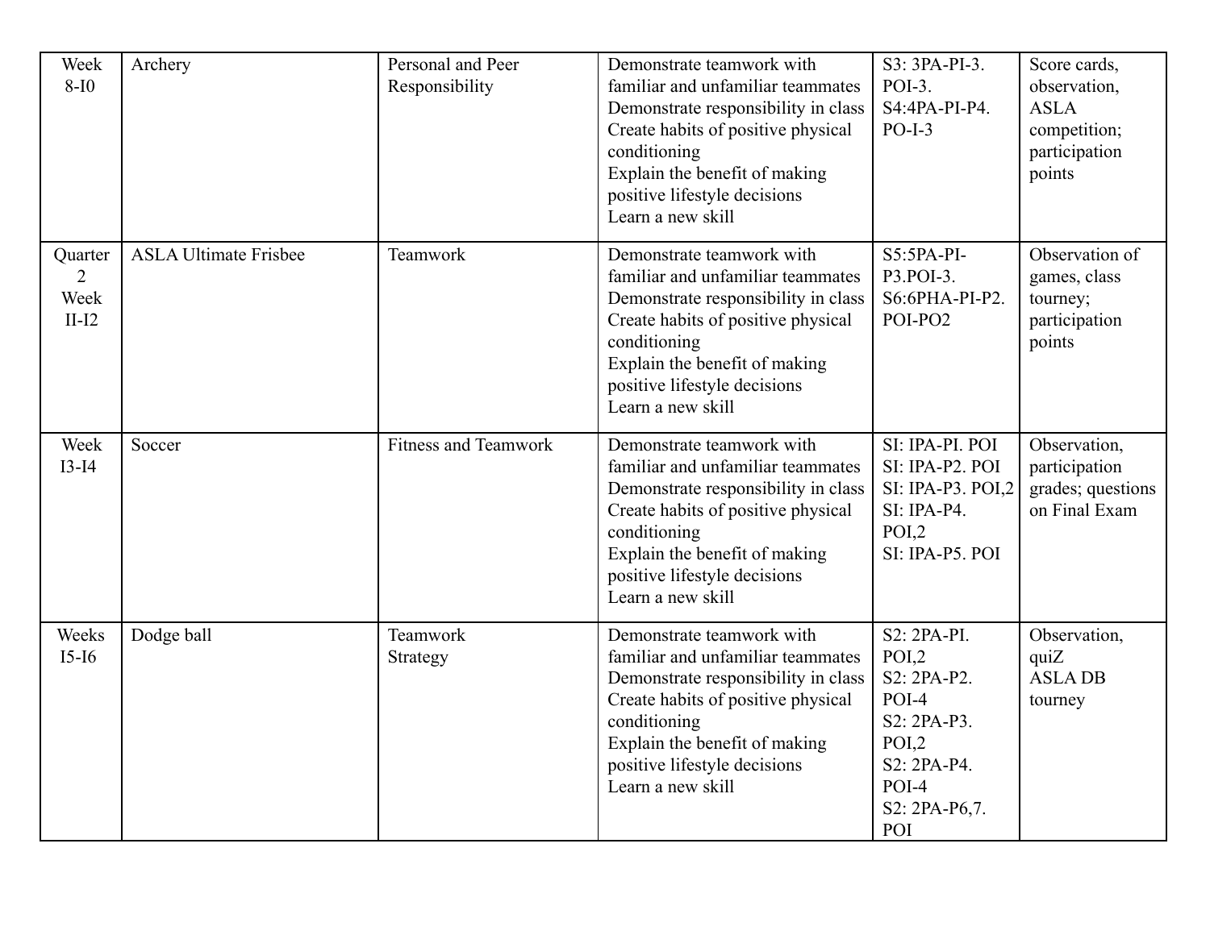| Week 8-I0 | Archery | Personal and Peer Responsibility | Demonstrate teamwork with familiar and unfamiliar teammates<br>Demonstrate responsibility in class<br>Create habits of positive physical conditioning<br>Explain the benefit of making positive lifestyle decisions<br>Learn a new skill | S3: 3PA-PI-3. POI-3.<br>S4:4PA-PI-P4. PO-I-3 | Score cards, observation, ASLA competition; participation points |
|---|---|---|---|---|---|
| Quarter 2 Week II-I2 | ASLA Ultimate Frisbee | Teamwork | Demonstrate teamwork with familiar and unfamiliar teammates<br>Demonstrate responsibility in class<br>Create habits of positive physical conditioning<br>Explain the benefit of making positive lifestyle decisions<br>Learn a new skill | S5:5PA-PI-P3.POI-3.<br>S6:6PHA-PI-P2. POI-PO2 | Observation of games, class tourney; participation points |
| Week I3-I4 | Soccer | Fitness and Teamwork | Demonstrate teamwork with familiar and unfamiliar teammates<br>Demonstrate responsibility in class<br>Create habits of positive physical conditioning<br>Explain the benefit of making positive lifestyle decisions<br>Learn a new skill | SI: IPA-PI. POI<br>SI: IPA-P2. POI<br>SI: IPA-P3. POI,2<br>SI: IPA-P4. POI,2<br>SI: IPA-P5. POI | Observation, participation grades; questions on Final Exam |
| Weeks I5-I6 | Dodge ball | Teamwork<br>Strategy | Demonstrate teamwork with familiar and unfamiliar teammates<br>Demonstrate responsibility in class<br>Create habits of positive physical conditioning<br>Explain the benefit of making positive lifestyle decisions<br>Learn a new skill | S2: 2PA-PI. POI,2<br>S2: 2PA-P2. POI-4<br>S2: 2PA-P3. POI,2<br>S2: 2PA-P4. POI-4<br>S2: 2PA-P6,7. POI | Observation, quiZ<br>ASLA DB tourney |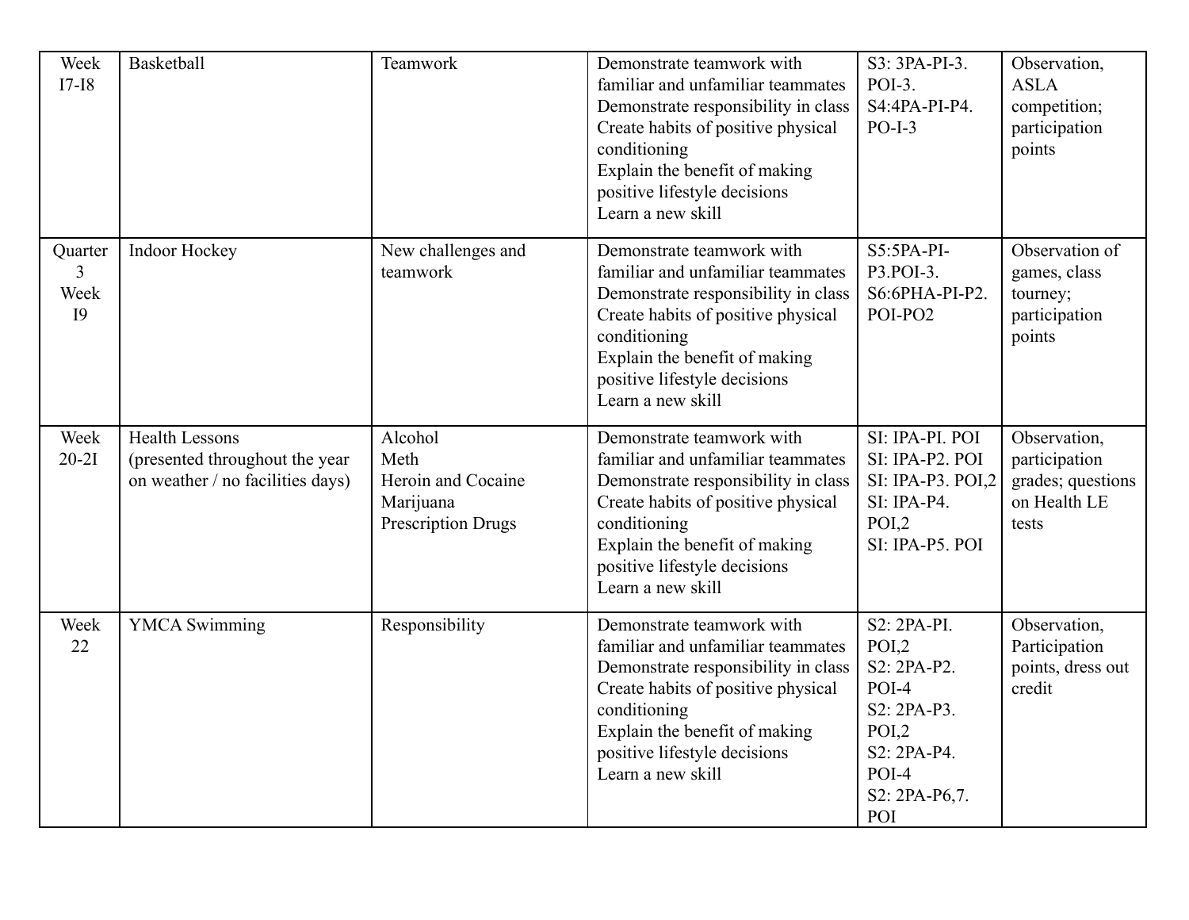| Week I7-I8 | Basketball | Teamwork | Demonstrate teamwork with familiar and unfamiliar teammates<br>Demonstrate responsibility in class<br>Create habits of positive physical conditioning<br>Explain the benefit of making positive lifestyle decisions<br>Learn a new skill | S3: 3PA-PI-3. POI-3.<br>S4:4PA-PI-P4. PO-I-3 | Observation, ASLA competition; participation points |
|---|---|---|---|---|---|
| Quarter 3<br>Week I9 | Indoor Hockey | New challenges and teamwork | Demonstrate teamwork with familiar and unfamiliar teammates<br>Demonstrate responsibility in class<br>Create habits of positive physical conditioning<br>Explain the benefit of making positive lifestyle decisions<br>Learn a new skill | S5:5PA-PI-P3.POI-3.<br>S6:6PHA-PI-P2. POI-PO2 | Observation of games, class tourney; participation points |
| Week 20-2I | Health Lessons (presented throughout the year on weather / no facilities days) | Alcohol<br>Meth<br>Heroin and Cocaine<br>Marijuana<br>Prescription Drugs | Demonstrate teamwork with familiar and unfamiliar teammates<br>Demonstrate responsibility in class<br>Create habits of positive physical conditioning<br>Explain the benefit of making positive lifestyle decisions<br>Learn a new skill | SI: IPA-PI. POI<br>SI: IPA-P2. POI<br>SI: IPA-P3. POI,2<br>SI: IPA-P4. POI,2<br>SI: IPA-P5. POI | Observation, participation grades; questions on Health LE tests |
| Week 22 | YMCA Swimming | Responsibility | Demonstrate teamwork with familiar and unfamiliar teammates<br>Demonstrate responsibility in class<br>Create habits of positive physical conditioning<br>Explain the benefit of making positive lifestyle decisions<br>Learn a new skill | S2: 2PA-PI. POI,2<br>S2: 2PA-P2. POI-4<br>S2: 2PA-P3. POI,2<br>S2: 2PA-P4. POI-4<br>S2: 2PA-P6,7. POI | Observation, Participation points, dress out credit |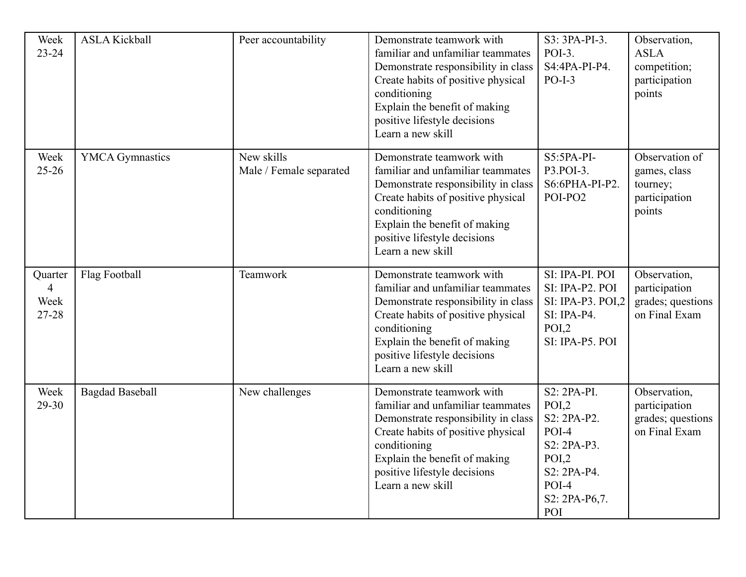| Week 23-24 | ASLA Kickball | Peer accountability | Demonstrate teamwork with familiar and unfamiliar teammates<br>Demonstrate responsibility in class<br>Create habits of positive physical conditioning<br>Explain the benefit of making positive lifestyle decisions<br>Learn a new skill | S3: 3PA-PI-3. POI-3.<br>S4:4PA-PI-P4. PO-I-3 | Observation, ASLA competition; participation points |
|---|---|---|---|---|---|
| Week 25-26 | YMCA Gymnastics | New skills<br>Male / Female separated | Demonstrate teamwork with familiar and unfamiliar teammates<br>Demonstrate responsibility in class<br>Create habits of positive physical conditioning<br>Explain the benefit of making positive lifestyle decisions<br>Learn a new skill | S5:5PA-PI-P3.POI-3.<br>S6:6PHA-PI-P2. POI-PO2 | Observation of games, class tourney; participation points |
| Quarter 4 Week 27-28 | Flag Football | Teamwork | Demonstrate teamwork with familiar and unfamiliar teammates<br>Demonstrate responsibility in class<br>Create habits of positive physical conditioning<br>Explain the benefit of making positive lifestyle decisions<br>Learn a new skill | SI: IPA-PI. POI<br>SI: IPA-P2. POI<br>SI: IPA-P3. POI,2<br>SI: IPA-P4. POI,2<br>SI: IPA-P5. POI | Observation, participation grades; questions on Final Exam |
| Week 29-30 | Bagdad Baseball | New challenges | Demonstrate teamwork with familiar and unfamiliar teammates<br>Demonstrate responsibility in class<br>Create habits of positive physical conditioning<br>Explain the benefit of making positive lifestyle decisions<br>Learn a new skill | S2: 2PA-PI. POI,2<br>S2: 2PA-P2. POI-4<br>S2: 2PA-P3. POI,2<br>S2: 2PA-P4. POI-4<br>S2: 2PA-P6,7. POI | Observation, participation grades; questions on Final Exam |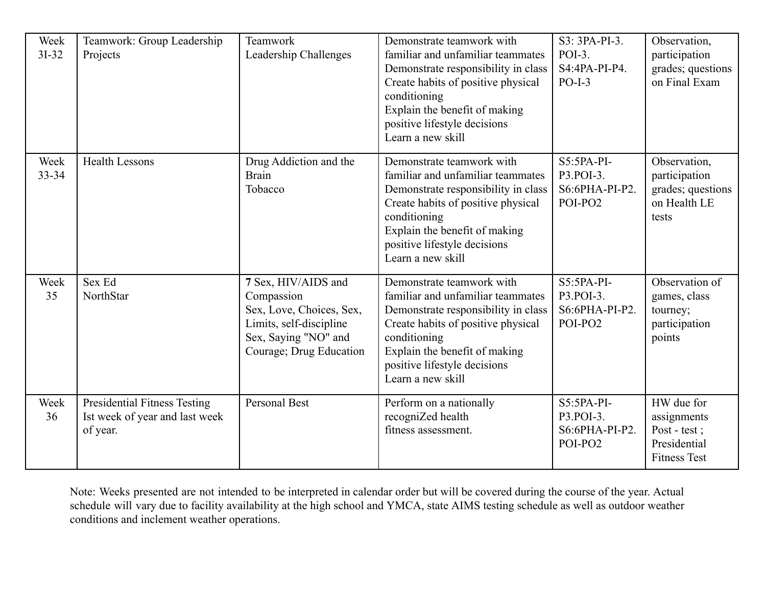| | | | | | |
|---|---|---|---|---|---|
| Week 3I-32 | Teamwork: Group Leadership Projects | Teamwork<br>Leadership Challenges | Demonstrate teamwork with familiar and unfamiliar teammates<br>Demonstrate responsibility in class<br>Create habits of positive physical conditioning<br>Explain the benefit of making positive lifestyle decisions<br>Learn a new skill | S3: 3PA-PI-3. POI-3. S4:4PA-PI-P4. PO-I-3 | Observation, participation grades; questions on Final Exam |
| Week 33-34 | Health Lessons | Drug Addiction and the Brain<br>Tobacco | Demonstrate teamwork with familiar and unfamiliar teammates<br>Demonstrate responsibility in class<br>Create habits of positive physical conditioning<br>Explain the benefit of making positive lifestyle decisions<br>Learn a new skill | S5:5PA-PI-P3.POI-3. S6:6PHA-PI-P2. POI-PO2 | Observation, participation grades; questions on Health LE tests |
| Week 35 | Sex Ed<br>NorthStar | **7** Sex, HIV/AIDS and Compassion<br>Sex, Love, Choices, Sex, Limits, self-discipline<br>Sex, Saying "NO" and Courage; Drug Education | Demonstrate teamwork with familiar and unfamiliar teammates<br>Demonstrate responsibility in class<br>Create habits of positive physical conditioning<br>Explain the benefit of making positive lifestyle decisions<br>Learn a new skill | S5:5PA-PI-P3.POI-3. S6:6PHA-PI-P2. POI-PO2 | Observation of games, class tourney; participation points |
| Week 36 | Presidential Fitness Testing Ist week of year and last week of year. | Personal Best | Perform on a nationally recogniZed health fitness assessment. | S5:5PA-PI-P3.POI-3. S6:6PHA-PI-P2. POI-PO2 | HW due for assignments Post - test ; Presidential Fitness Test |

Note: Weeks presented are not intended to be interpreted in calendar order but will be covered during the course of the year. Actual schedule will vary due to facility availability at the high school and YMCA, state AIMS testing schedule as well as outdoor weather conditions and inclement weather operations.